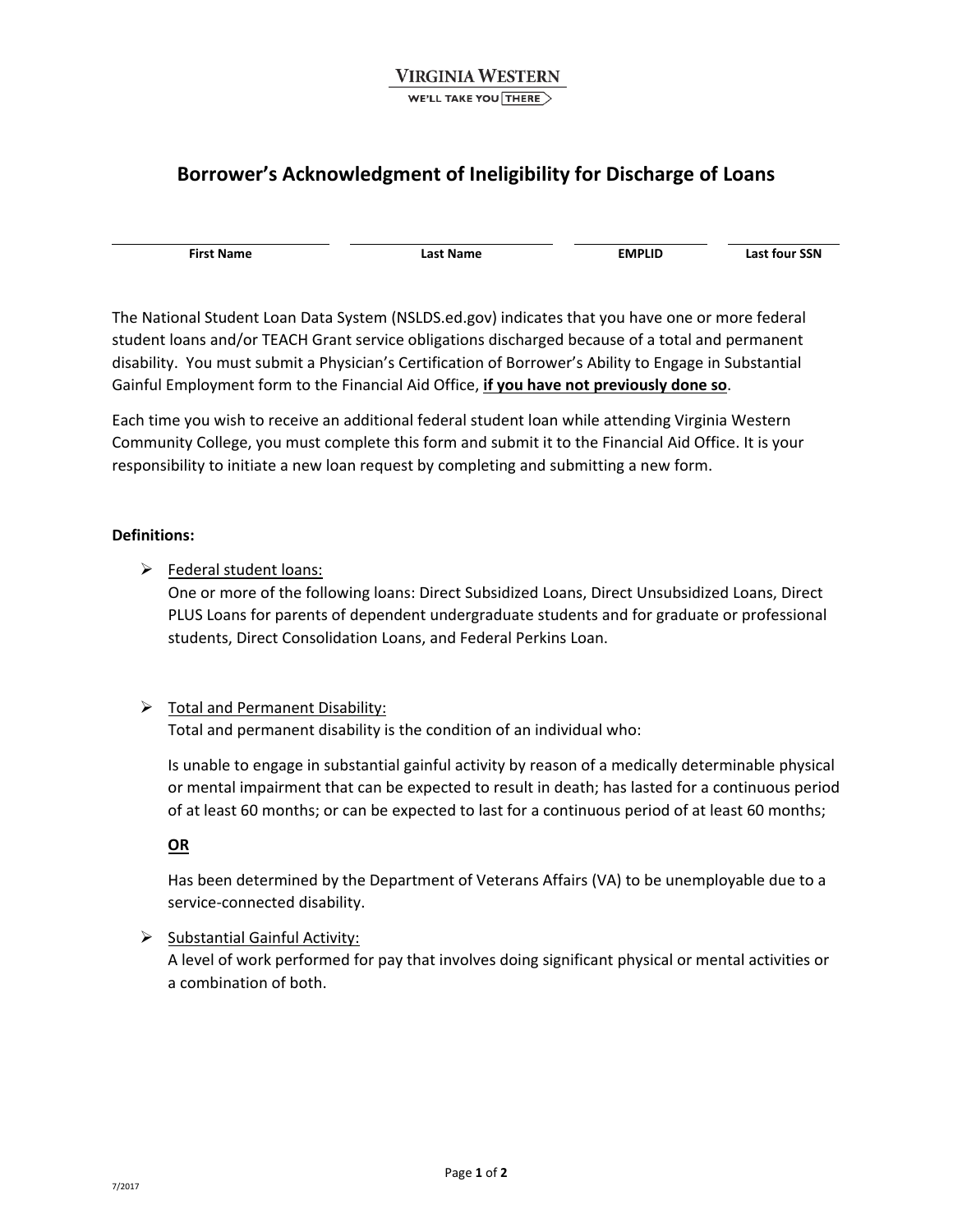VIRGINIA WESTERN

WE'LL TAKE YOU THERE

# Borrower's Acknowledgment of Ineligibility for Discharge of Loans

| First Name | Last Name | EMPLID | Last four SSN |
|---|---|---|---|
| | | | |

The National Student Loan Data System (NSLDS.ed.gov) indicates that you have one or more federal student loans and/or TEACH Grant service obligations discharged because of a total and permanent disability. You must submit a Physician's Certification of Borrower's Ability to Engage in Substantial Gainful Employment form to the Financial Aid Office, **<u>if you have not previously done so</u>**.

Each time you wish to receive an additional federal student loan while attending Virginia Western Community College, you must complete this form and submit it to the Financial Aid Office. It is your responsibility to initiate a new loan request by completing and submitting a new form.

**Definitions:**

- <u>Federal student loans:</u>
  One or more of the following loans: Direct Subsidized Loans, Direct Unsubsidized Loans, Direct PLUS Loans for parents of dependent undergraduate students and for graduate or professional students, Direct Consolidation Loans, and Federal Perkins Loan.

- <u>Total and Permanent Disability:</u>
  Total and permanent disability is the condition of an individual who:

  Is unable to engage in substantial gainful activity by reason of a medically determinable physical or mental impairment that can be expected to result in death; has lasted for a continuous period of at least 60 months; or can be expected to last for a continuous period of at least 60 months;

  **<u>OR</u>**

  Has been determined by the Department of Veterans Affairs (VA) to be unemployable due to a service-connected disability.

- <u>Substantial Gainful Activity:</u>
  A level of work performed for pay that involves doing significant physical or mental activities or a combination of both.

7/2017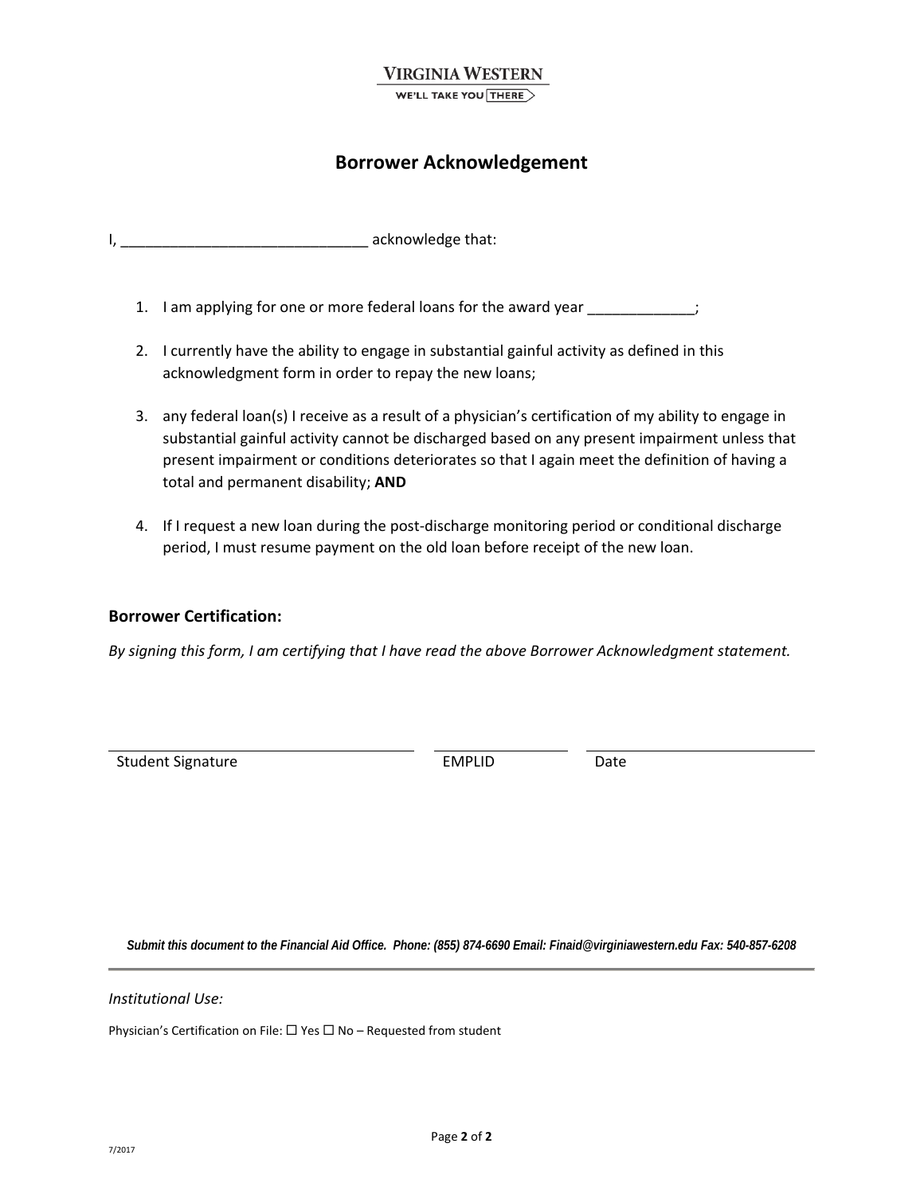VIRGINIA WESTERN
WE'LL TAKE YOU THERE

# Borrower Acknowledgement

I, ______________________________ acknowledge that:

1. I am applying for one or more federal loans for the award year _____________;
2. I currently have the ability to engage in substantial gainful activity as defined in this acknowledgment form in order to repay the new loans;
3. any federal loan(s) I receive as a result of a physician's certification of my ability to engage in substantial gainful activity cannot be discharged based on any present impairment unless that present impairment or conditions deteriorates so that I again meet the definition of having a total and permanent disability; **AND**
4. If I request a new loan during the post-discharge monitoring period or conditional discharge period, I must resume payment on the old loan before receipt of the new loan.

### Borrower Certification:

*By signing this form, I am certifying that I have read the above Borrower Acknowledgment statement.*

| Student Signature | EMPLID | Date |
|---|---|---|
| | | |

***Submit this document to the Financial Aid Office. Phone: (855) 874-6690 Email: Finaid@virginiawestern.edu Fax: 540-857-6208***

---

*Institutional Use:*

Physician's Certification on File: ☐ Yes ☐ No – Requested from student

7/2017